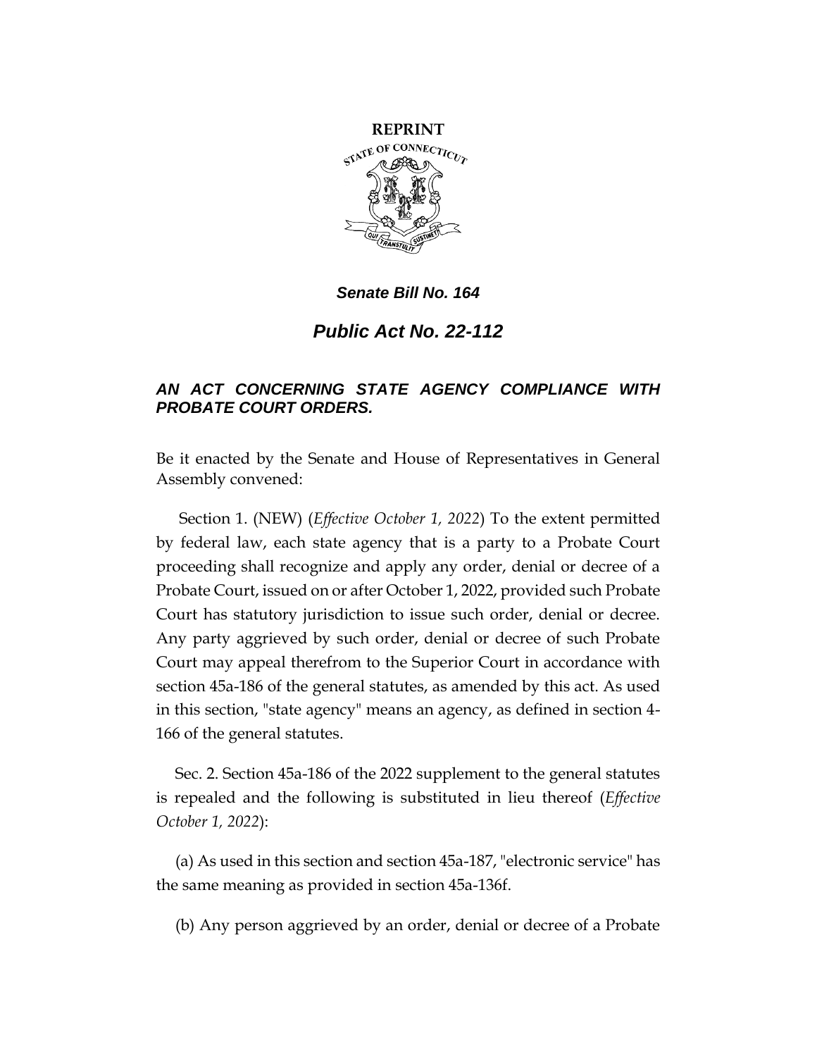**REPRINT**

*Senate Bill No. 164*

*Public Act No. 22-112*

***AN ACT CONCERNING STATE AGENCY COMPLIANCE WITH PROBATE COURT ORDERS.***

Be it enacted by the Senate and House of Representatives in General Assembly convened:

Section 1. (NEW) (*Effective October 1, 2022*) To the extent permitted by federal law, each state agency that is a party to a Probate Court proceeding shall recognize and apply any order, denial or decree of a Probate Court, issued on or after October 1, 2022, provided such Probate Court has statutory jurisdiction to issue such order, denial or decree. Any party aggrieved by such order, denial or decree of such Probate Court may appeal therefrom to the Superior Court in accordance with section 45a-186 of the general statutes, as amended by this act. As used in this section, "state agency" means an agency, as defined in section 4-166 of the general statutes.

Sec. 2. Section 45a-186 of the 2022 supplement to the general statutes is repealed and the following is substituted in lieu thereof (*Effective October 1, 2022*):

(a) As used in this section and section 45a-187, "electronic service" has the same meaning as provided in section 45a-136f.

(b) Any person aggrieved by an order, denial or decree of a Probate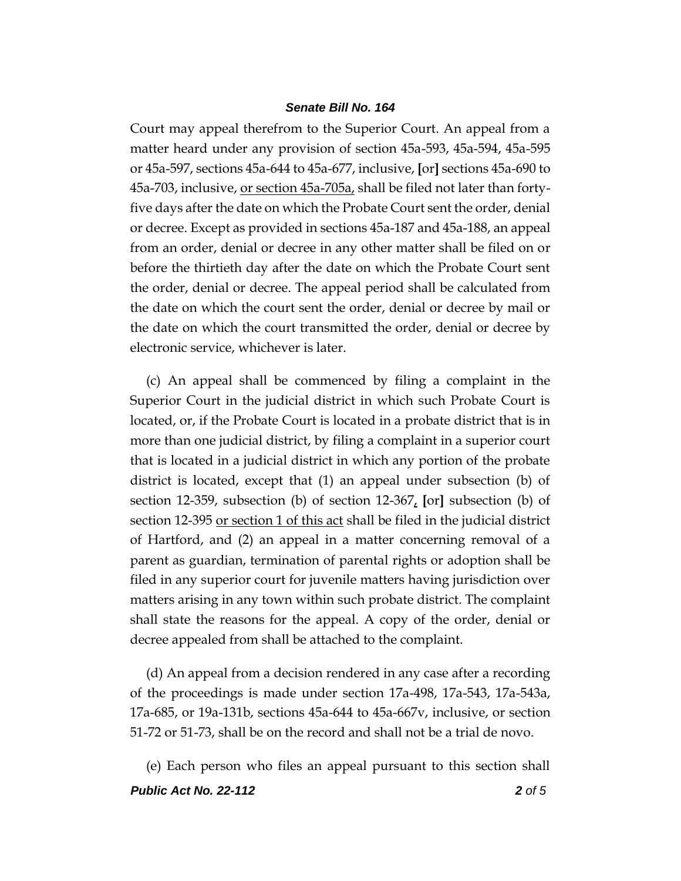Court may appeal therefrom to the Superior Court. An appeal from a matter heard under any provision of section 45a-593, 45a-594, 45a-595 or 45a-597, sections 45a-644 to 45a-677, inclusive, [or] sections 45a-690 to 45a-703, inclusive, <u>or section 45a-705a,</u> shall be filed not later than forty-five days after the date on which the Probate Court sent the order, denial or decree. Except as provided in sections 45a-187 and 45a-188, an appeal from an order, denial or decree in any other matter shall be filed on or before the thirtieth day after the date on which the Probate Court sent the order, denial or decree. The appeal period shall be calculated from the date on which the court sent the order, denial or decree by mail or the date on which the court transmitted the order, denial or decree by electronic service, whichever is later.

(c) An appeal shall be commenced by filing a complaint in the Superior Court in the judicial district in which such Probate Court is located, or, if the Probate Court is located in a probate district that is in more than one judicial district, by filing a complaint in a superior court that is located in a judicial district in which any portion of the probate district is located, except that (1) an appeal under subsection (b) of section 12-359, subsection (b) of section 12-367<u>,</u> [or] subsection (b) of section 12-395 <u>or section 1 of this act</u> shall be filed in the judicial district of Hartford, and (2) an appeal in a matter concerning removal of a parent as guardian, termination of parental rights or adoption shall be filed in any superior court for juvenile matters having jurisdiction over matters arising in any town within such probate district. The complaint shall state the reasons for the appeal. A copy of the order, denial or decree appealed from shall be attached to the complaint.

(d) An appeal from a decision rendered in any case after a recording of the proceedings is made under section 17a-498, 17a-543, 17a-543a, 17a-685, or 19a-131b, sections 45a-644 to 45a-667v, inclusive, or section 51-72 or 51-73, shall be on the record and shall not be a trial de novo.

(e) Each person who files an appeal pursuant to this section shall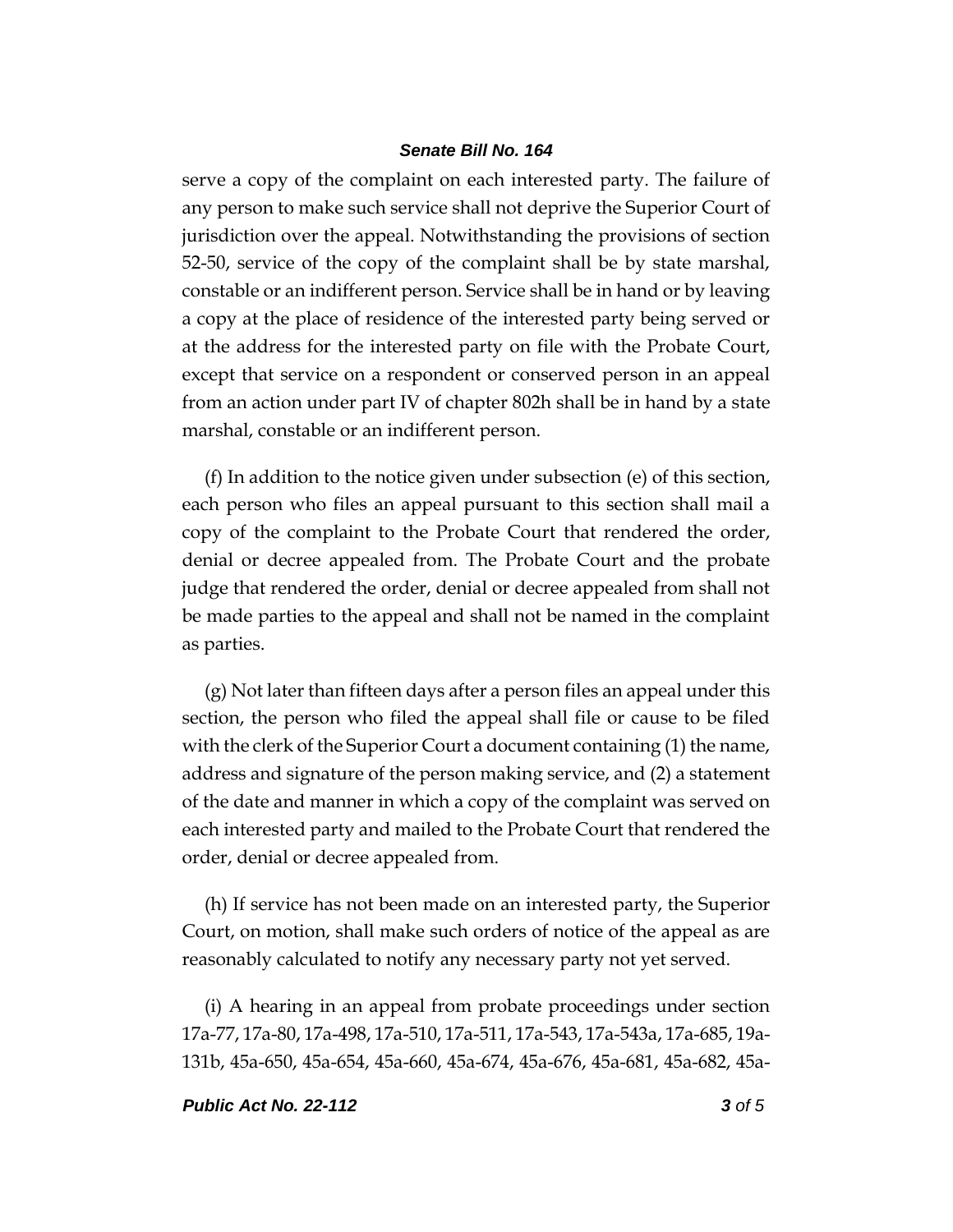serve a copy of the complaint on each interested party. The failure of any person to make such service shall not deprive the Superior Court of jurisdiction over the appeal. Notwithstanding the provisions of section 52-50, service of the copy of the complaint shall be by state marshal, constable or an indifferent person. Service shall be in hand or by leaving a copy at the place of residence of the interested party being served or at the address for the interested party on file with the Probate Court, except that service on a respondent or conserved person in an appeal from an action under part IV of chapter 802h shall be in hand by a state marshal, constable or an indifferent person.

(f) In addition to the notice given under subsection (e) of this section, each person who files an appeal pursuant to this section shall mail a copy of the complaint to the Probate Court that rendered the order, denial or decree appealed from. The Probate Court and the probate judge that rendered the order, denial or decree appealed from shall not be made parties to the appeal and shall not be named in the complaint as parties.

(g) Not later than fifteen days after a person files an appeal under this section, the person who filed the appeal shall file or cause to be filed with the clerk of the Superior Court a document containing (1) the name, address and signature of the person making service, and (2) a statement of the date and manner in which a copy of the complaint was served on each interested party and mailed to the Probate Court that rendered the order, denial or decree appealed from.

(h) If service has not been made on an interested party, the Superior Court, on motion, shall make such orders of notice of the appeal as are reasonably calculated to notify any necessary party not yet served.

(i) A hearing in an appeal from probate proceedings under section 17a-77, 17a-80, 17a-498, 17a-510, 17a-511, 17a-543, 17a-543a, 17a-685, 19a-131b, 45a-650, 45a-654, 45a-660, 45a-674, 45a-676, 45a-681, 45a-682, 45a-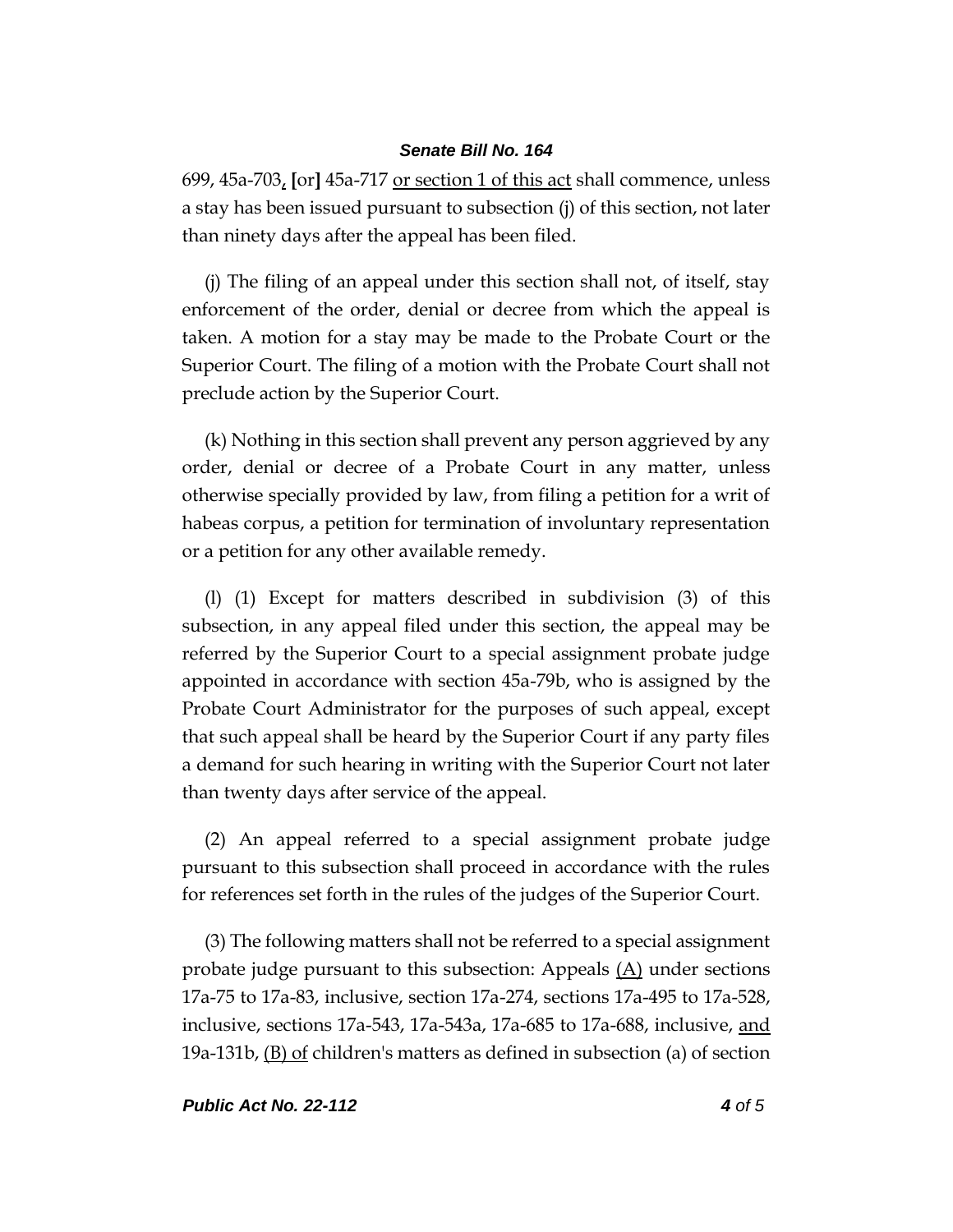699, 45a-703, [or] 45a-717 or section 1 of this act shall commence, unless a stay has been issued pursuant to subsection (j) of this section, not later than ninety days after the appeal has been filed.

(j) The filing of an appeal under this section shall not, of itself, stay enforcement of the order, denial or decree from which the appeal is taken. A motion for a stay may be made to the Probate Court or the Superior Court. The filing of a motion with the Probate Court shall not preclude action by the Superior Court.

(k) Nothing in this section shall prevent any person aggrieved by any order, denial or decree of a Probate Court in any matter, unless otherwise specially provided by law, from filing a petition for a writ of habeas corpus, a petition for termination of involuntary representation or a petition for any other available remedy.

(l) (1) Except for matters described in subdivision (3) of this subsection, in any appeal filed under this section, the appeal may be referred by the Superior Court to a special assignment probate judge appointed in accordance with section 45a-79b, who is assigned by the Probate Court Administrator for the purposes of such appeal, except that such appeal shall be heard by the Superior Court if any party files a demand for such hearing in writing with the Superior Court not later than twenty days after service of the appeal.

(2) An appeal referred to a special assignment probate judge pursuant to this subsection shall proceed in accordance with the rules for references set forth in the rules of the judges of the Superior Court.

(3) The following matters shall not be referred to a special assignment probate judge pursuant to this subsection: Appeals (A) under sections 17a-75 to 17a-83, inclusive, section 17a-274, sections 17a-495 to 17a-528, inclusive, sections 17a-543, 17a-543a, 17a-685 to 17a-688, inclusive, and 19a-131b, (B) of children's matters as defined in subsection (a) of section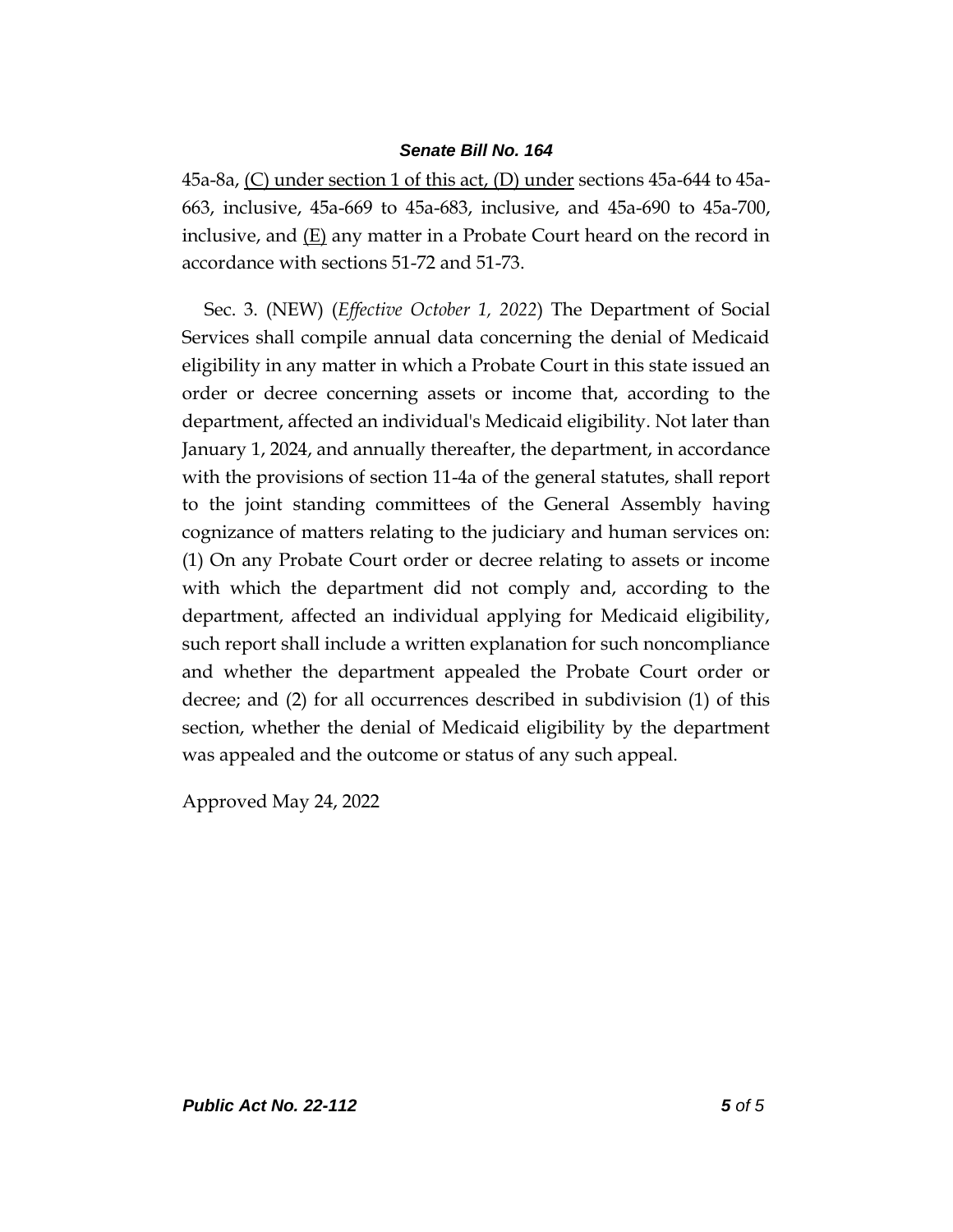45a-8a, <u>(C) under section 1 of this act, (D) under</u> sections 45a-644 to 45a-663, inclusive, 45a-669 to 45a-683, inclusive, and 45a-690 to 45a-700, inclusive, and <u>(E)</u> any matter in a Probate Court heard on the record in accordance with sections 51-72 and 51-73.

Sec. 3. (NEW) (*Effective October 1, 2022*) The Department of Social Services shall compile annual data concerning the denial of Medicaid eligibility in any matter in which a Probate Court in this state issued an order or decree concerning assets or income that, according to the department, affected an individual's Medicaid eligibility. Not later than January 1, 2024, and annually thereafter, the department, in accordance with the provisions of section 11-4a of the general statutes, shall report to the joint standing committees of the General Assembly having cognizance of matters relating to the judiciary and human services on: (1) On any Probate Court order or decree relating to assets or income with which the department did not comply and, according to the department, affected an individual applying for Medicaid eligibility, such report shall include a written explanation for such noncompliance and whether the department appealed the Probate Court order or decree; and (2) for all occurrences described in subdivision (1) of this section, whether the denial of Medicaid eligibility by the department was appealed and the outcome or status of any such appeal.

Approved May 24, 2022